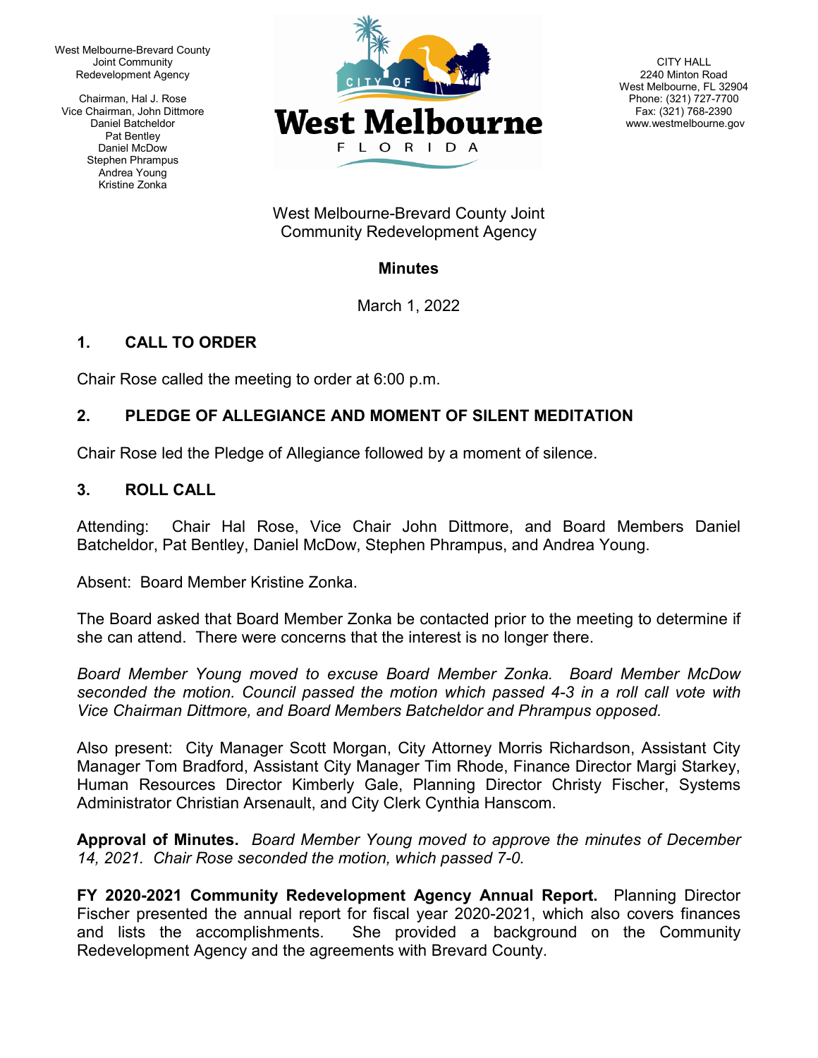West Melbourne-Brevard County
Joint Community
Redevelopment Agency

Chairman, Hal J. Rose
Vice Chairman, John Dittmore
Daniel Batcheldor
Pat Bentley
Daniel McDow
Stephen Phrampus
Andrea Young
Kristine Zonka

CITY OF West Melbourne FLORIDA

CITY HALL
2240 Minton Road
West Melbourne, FL 32904
Phone: (321) 727-7700
Fax: (321) 768-2390
www.westmelbourne.gov

West Melbourne-Brevard County Joint Community Redevelopment Agency

**Minutes**

March 1, 2022

## 1. CALL TO ORDER

Chair Rose called the meeting to order at 6:00 p.m.

## 2. PLEDGE OF ALLEGIANCE AND MOMENT OF SILENT MEDITATION

Chair Rose led the Pledge of Allegiance followed by a moment of silence.

## 3. ROLL CALL

Attending: Chair Hal Rose, Vice Chair John Dittmore, and Board Members Daniel Batcheldor, Pat Bentley, Daniel McDow, Stephen Phrampus, and Andrea Young.

Absent: Board Member Kristine Zonka.

The Board asked that Board Member Zonka be contacted prior to the meeting to determine if she can attend. There were concerns that the interest is no longer there.

*Board Member Young moved to excuse Board Member Zonka. Board Member McDow seconded the motion. Council passed the motion which passed 4-3 in a roll call vote with Vice Chairman Dittmore, and Board Members Batcheldor and Phrampus opposed.*

Also present: City Manager Scott Morgan, City Attorney Morris Richardson, Assistant City Manager Tom Bradford, Assistant City Manager Tim Rhode, Finance Director Margi Starkey, Human Resources Director Kimberly Gale, Planning Director Christy Fischer, Systems Administrator Christian Arsenault, and City Clerk Cynthia Hanscom.

**Approval of Minutes.** *Board Member Young moved to approve the minutes of December 14, 2021. Chair Rose seconded the motion, which passed 7-0.*

**FY 2020-2021 Community Redevelopment Agency Annual Report.** Planning Director Fischer presented the annual report for fiscal year 2020-2021, which also covers finances and lists the accomplishments. She provided a background on the Community Redevelopment Agency and the agreements with Brevard County.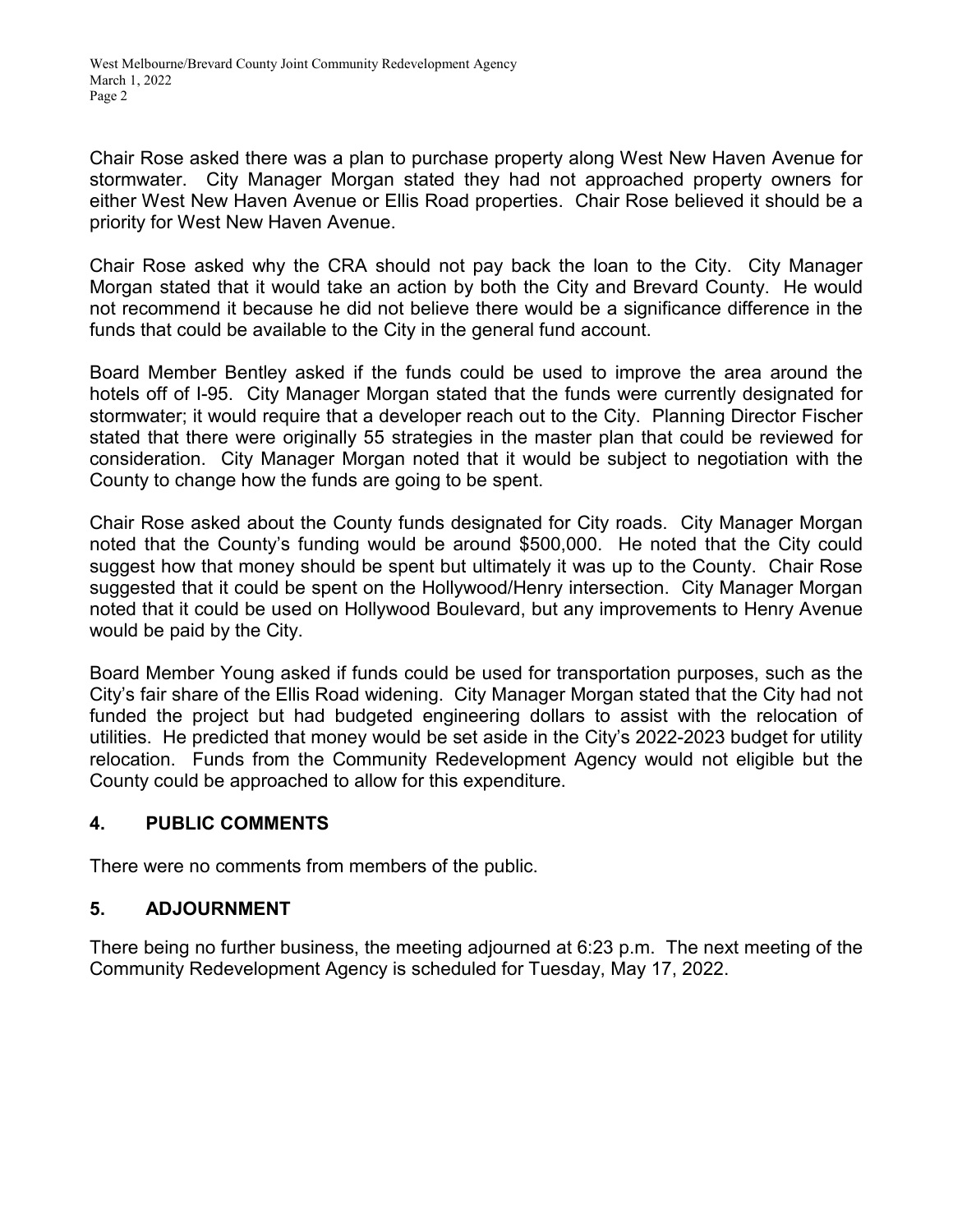Chair Rose asked there was a plan to purchase property along West New Haven Avenue for stormwater. City Manager Morgan stated they had not approached property owners for either West New Haven Avenue or Ellis Road properties. Chair Rose believed it should be a priority for West New Haven Avenue.

Chair Rose asked why the CRA should not pay back the loan to the City. City Manager Morgan stated that it would take an action by both the City and Brevard County. He would not recommend it because he did not believe there would be a significance difference in the funds that could be available to the City in the general fund account.

Board Member Bentley asked if the funds could be used to improve the area around the hotels off of I-95. City Manager Morgan stated that the funds were currently designated for stormwater; it would require that a developer reach out to the City. Planning Director Fischer stated that there were originally 55 strategies in the master plan that could be reviewed for consideration. City Manager Morgan noted that it would be subject to negotiation with the County to change how the funds are going to be spent.

Chair Rose asked about the County funds designated for City roads. City Manager Morgan noted that the County's funding would be around $500,000. He noted that the City could suggest how that money should be spent but ultimately it was up to the County. Chair Rose suggested that it could be spent on the Hollywood/Henry intersection. City Manager Morgan noted that it could be used on Hollywood Boulevard, but any improvements to Henry Avenue would be paid by the City.

Board Member Young asked if funds could be used for transportation purposes, such as the City's fair share of the Ellis Road widening. City Manager Morgan stated that the City had not funded the project but had budgeted engineering dollars to assist with the relocation of utilities. He predicted that money would be set aside in the City's 2022-2023 budget for utility relocation. Funds from the Community Redevelopment Agency would not eligible but the County could be approached to allow for this expenditure.

## 4. PUBLIC COMMENTS

There were no comments from members of the public.

## 5. ADJOURNMENT

There being no further business, the meeting adjourned at 6:23 p.m. The next meeting of the Community Redevelopment Agency is scheduled for Tuesday, May 17, 2022.